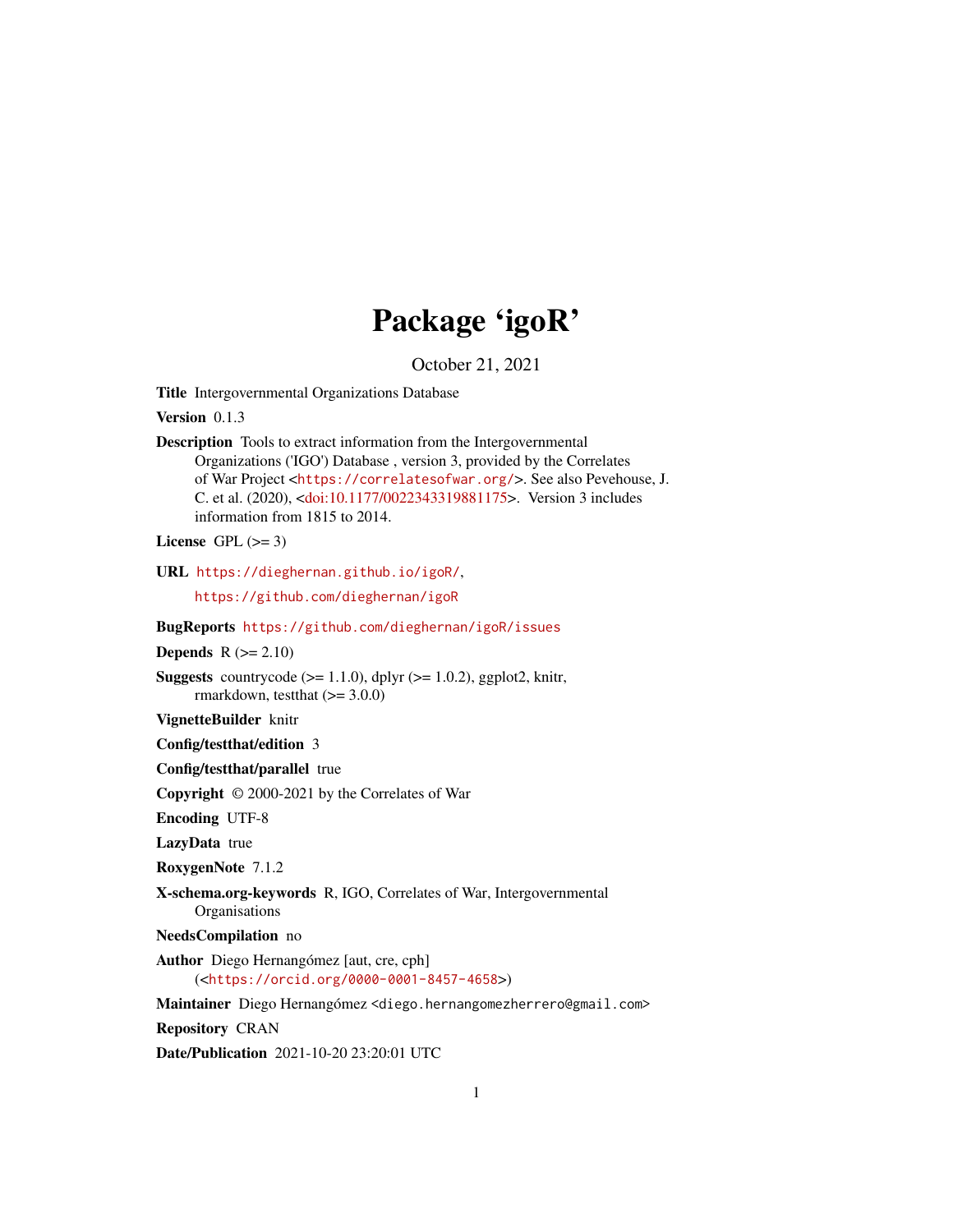# Package 'igoR'

October 21, 2021

**Title** Intergovernmental Organizations Database

**Version** 0.1.3

**Description** Tools to extract information from the Intergovernmental Organizations ('IGO') Database , version 3, provided by the Correlates of War Project <https://correlatesofwar.org/>. See also Pevehouse, J. C. et al. (2020), <doi:10.1177/0022343319881175>. Version 3 includes information from 1815 to 2014.

**License** GPL (>= 3)

**URL** https://dieghernan.github.io/igoR/, https://github.com/dieghernan/igoR

**BugReports** https://github.com/dieghernan/igoR/issues

**Depends** R (>= 2.10)

**Suggests** countrycode (>= 1.1.0), dplyr (>= 1.0.2), ggplot2, knitr, rmarkdown, testthat (>= 3.0.0)

**VignetteBuilder** knitr

**Config/testthat/edition** 3

**Config/testthat/parallel** true

**Copyright** © 2000-2021 by the Correlates of War

**Encoding** UTF-8

**LazyData** true

**RoxygenNote** 7.1.2

**X-schema.org-keywords** R, IGO, Correlates of War, Intergovernmental Organisations

**NeedsCompilation** no

**Author** Diego Hernangómez [aut, cre, cph] (<https://orcid.org/0000-0001-8457-4658>)

**Maintainer** Diego Hernangómez <diego.hernangomezherrero@gmail.com>

**Repository** CRAN

**Date/Publication** 2021-10-20 23:20:01 UTC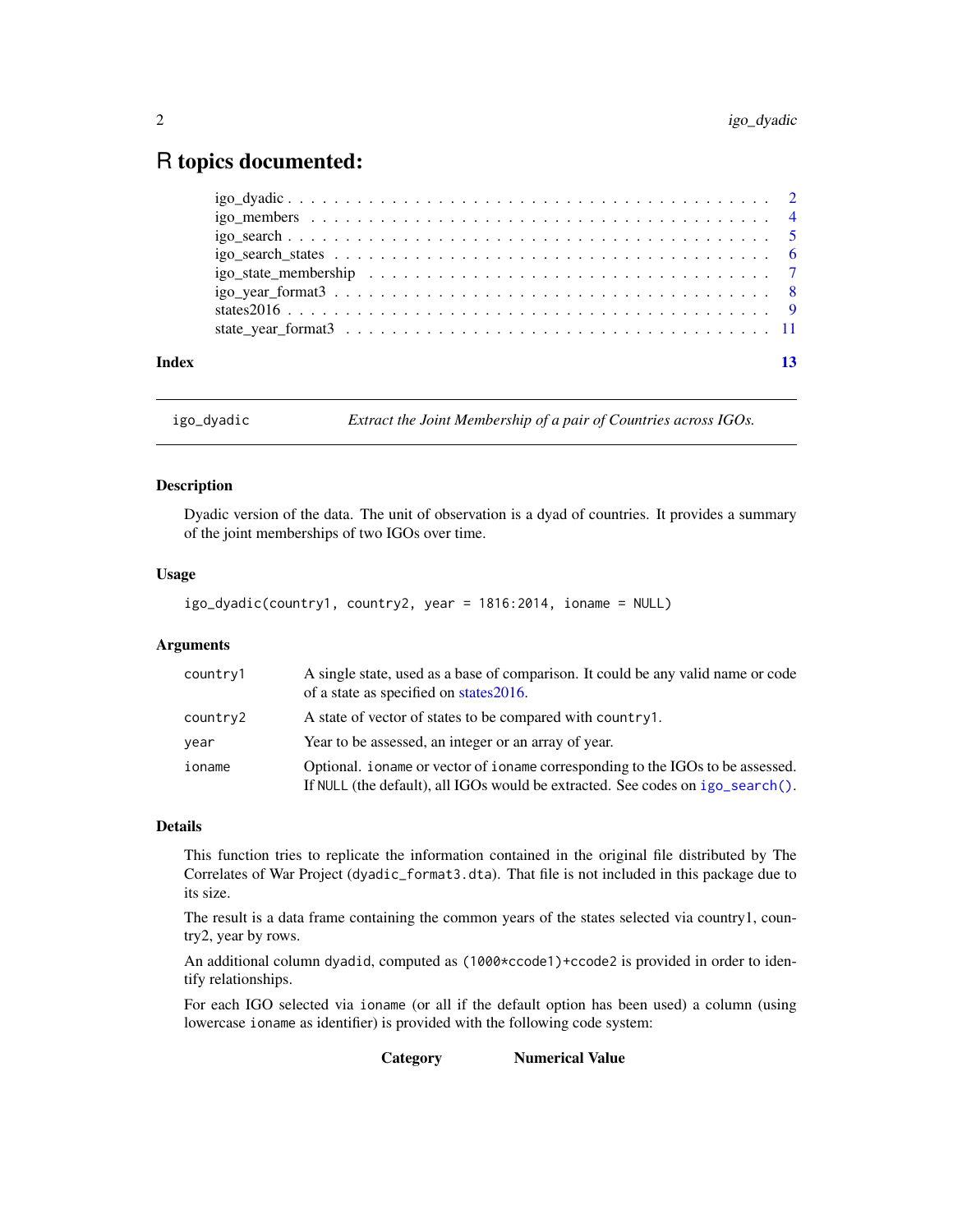# R topics documented:

| | |
|---|---|
| igo_dyadic | 2 |
| igo_members | 4 |
| igo_search | 5 |
| igo_search_states | 6 |
| igo_state_membership | 7 |
| igo_year_format3 | 8 |
| states2016 | 9 |
| state_year_format3 | 11 |

**Index** 13

---

`igo_dyadic` *Extract the Joint Membership of a pair of Countries across IGOs.*

---

### Description

Dyadic version of the data. The unit of observation is a dyad of countries. It provides a summary of the joint memberships of two IGOs over time.

### Usage

```
igo_dyadic(country1, country2, year = 1816:2014, ioname = NULL)
```

### Arguments

| | |
|---|---|
| `country1` | A single state, used as a base of comparison. It could be any valid name or code of a state as specified on states2016. |
| `country2` | A state of vector of states to be compared with `country1`. |
| `year` | Year to be assessed, an integer or an array of year. |
| `ioname` | Optional. `ioname` or vector of `ioname` corresponding to the IGOs to be assessed. If `NULL` (the default), all IGOs would be extracted. See codes on `igo_search()`. |

### Details

This function tries to replicate the information contained in the original file distributed by The Correlates of War Project (`dyadic_format3.dta`). That file is not included in this package due to its size.

The result is a data frame containing the common years of the states selected via country1, country2, year by rows.

An additional column `dyadid`, computed as `(1000*ccode1)+ccode2` is provided in order to identify relationships.

For each IGO selected via `ioname` (or all if the default option has been used) a column (using lowercase `ioname` as identifier) is provided with the following code system:

| **Category** | **Numerical Value** |
|---|---|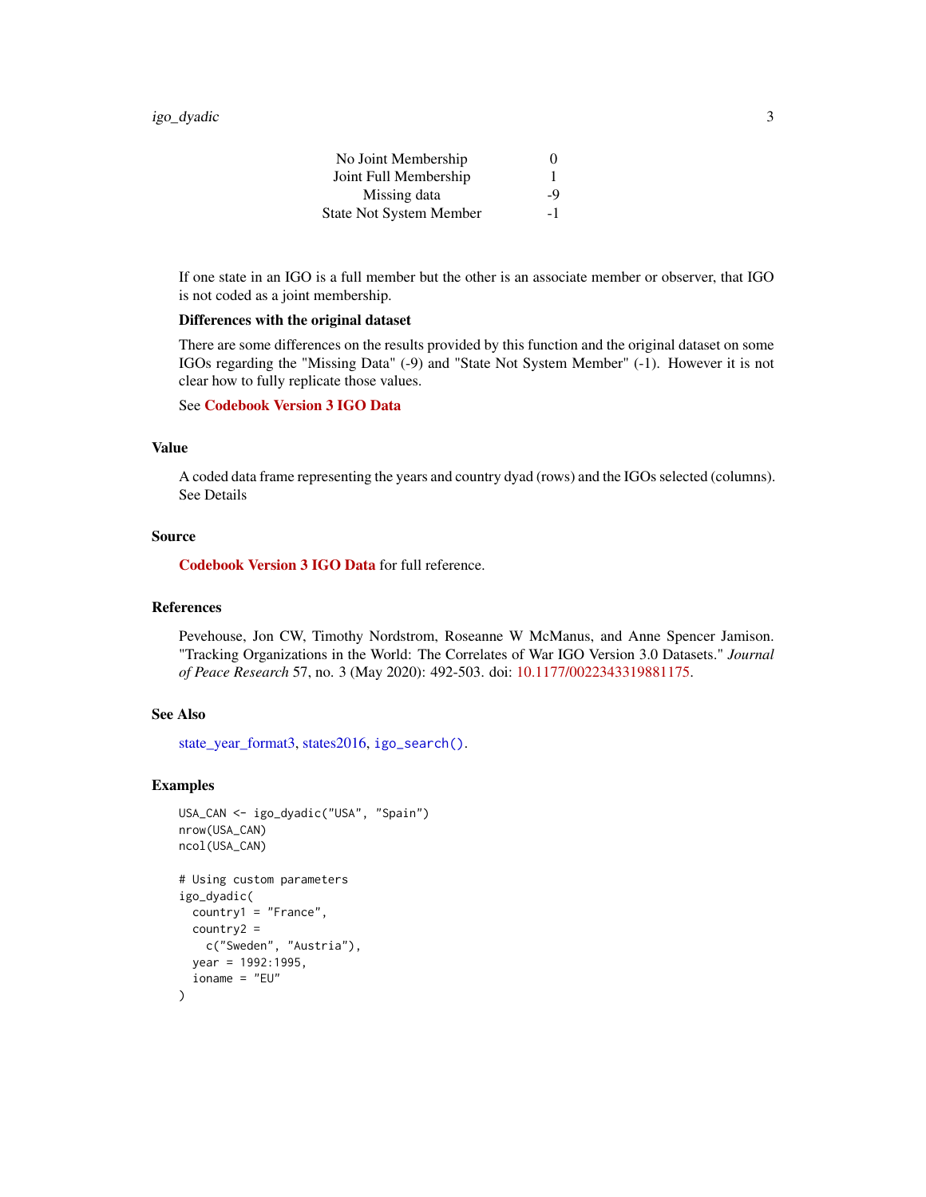| | |
|---|---|
| No Joint Membership | 0 |
| Joint Full Membership | 1 |
| Missing data | -9 |
| State Not System Member | -1 |

If one state in an IGO is a full member but the other is an associate member or observer, that IGO is not coded as a joint membership.

**Differences with the original dataset**

There are some differences on the results provided by this function and the original dataset on some IGOs regarding the "Missing Data" (-9) and "State Not System Member" (-1). However it is not clear how to fully replicate those values.

See **Codebook Version 3 IGO Data**

## Value

A coded data frame representing the years and country dyad (rows) and the IGOs selected (columns). See Details

## Source

**Codebook Version 3 IGO Data** for full reference.

## References

Pevehouse, Jon CW, Timothy Nordstrom, Roseanne W McManus, and Anne Spencer Jamison. "Tracking Organizations in the World: The Correlates of War IGO Version 3.0 Datasets." *Journal of Peace Research* 57, no. 3 (May 2020): 492-503. doi: 10.1177/0022343319881175.

## See Also

state_year_format3, states2016, `igo_search()`.

## Examples

```
USA_CAN <- igo_dyadic("USA", "Spain")
nrow(USA_CAN)
ncol(USA_CAN)

# Using custom parameters
igo_dyadic(
  country1 = "France",
  country2 =
    c("Sweden", "Austria"),
  year = 1992:1995,
  ioname = "EU"
)
```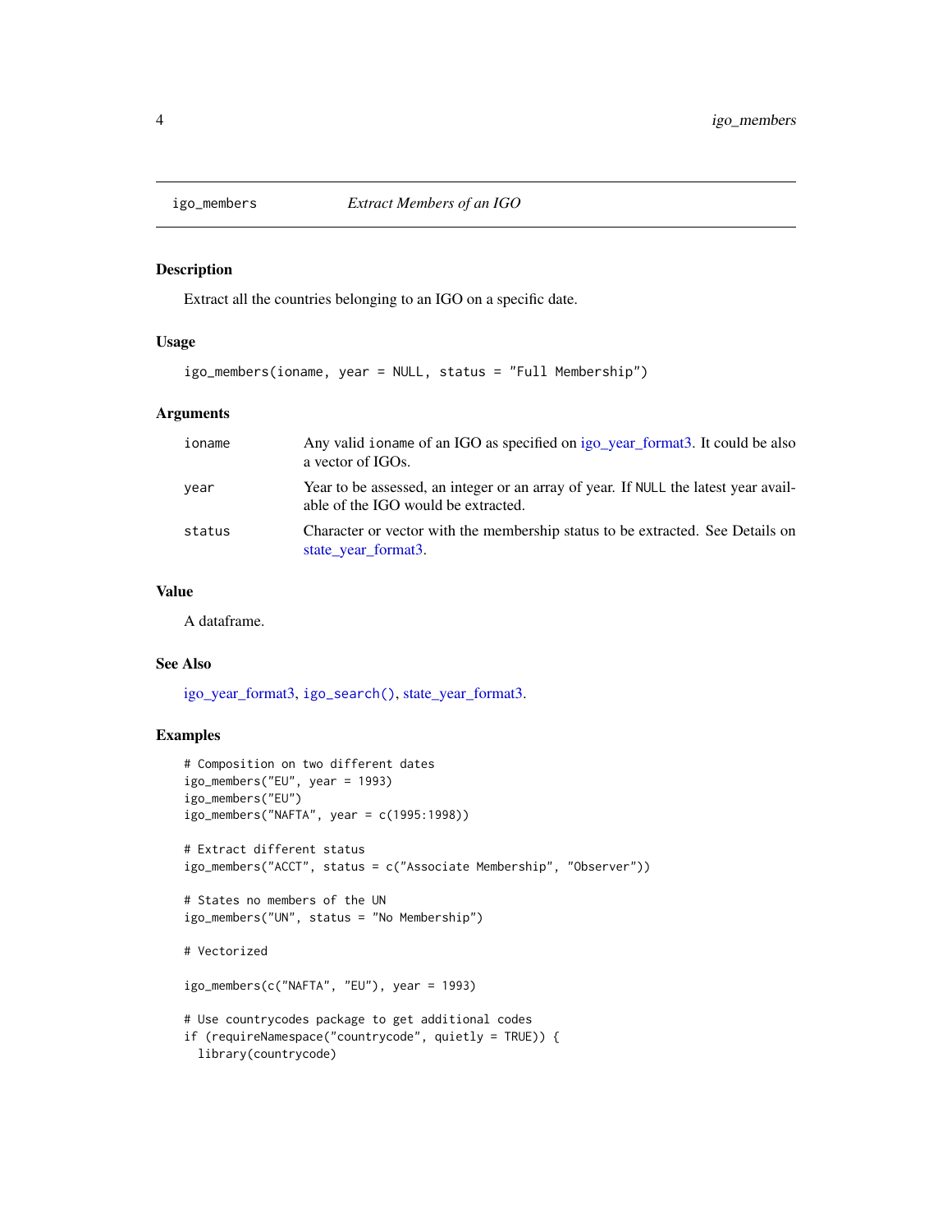## igo_members — *Extract Members of an IGO*

### Description

Extract all the countries belonging to an IGO on a specific date.

### Usage

```
igo_members(ioname, year = NULL, status = "Full Membership")
```

### Arguments

| | |
|---|---|
| ioname | Any valid `ioname` of an IGO as specified on igo_year_format3. It could be also a vector of IGOs. |
| year | Year to be assessed, an integer or an array of year. If `NULL` the latest year available of the IGO would be extracted. |
| status | Character or vector with the membership status to be extracted. See Details on state_year_format3. |

### Value

A dataframe.

### See Also

igo_year_format3, `igo_search()`, state_year_format3.

### Examples

```
# Composition on two different dates
igo_members("EU", year = 1993)
igo_members("EU")
igo_members("NAFTA", year = c(1995:1998))

# Extract different status
igo_members("ACCT", status = c("Associate Membership", "Observer"))

# States no members of the UN
igo_members("UN", status = "No Membership")

# Vectorized

igo_members(c("NAFTA", "EU"), year = 1993)

# Use countrycodes package to get additional codes
if (requireNamespace("countrycode", quietly = TRUE)) {
  library(countrycode)
```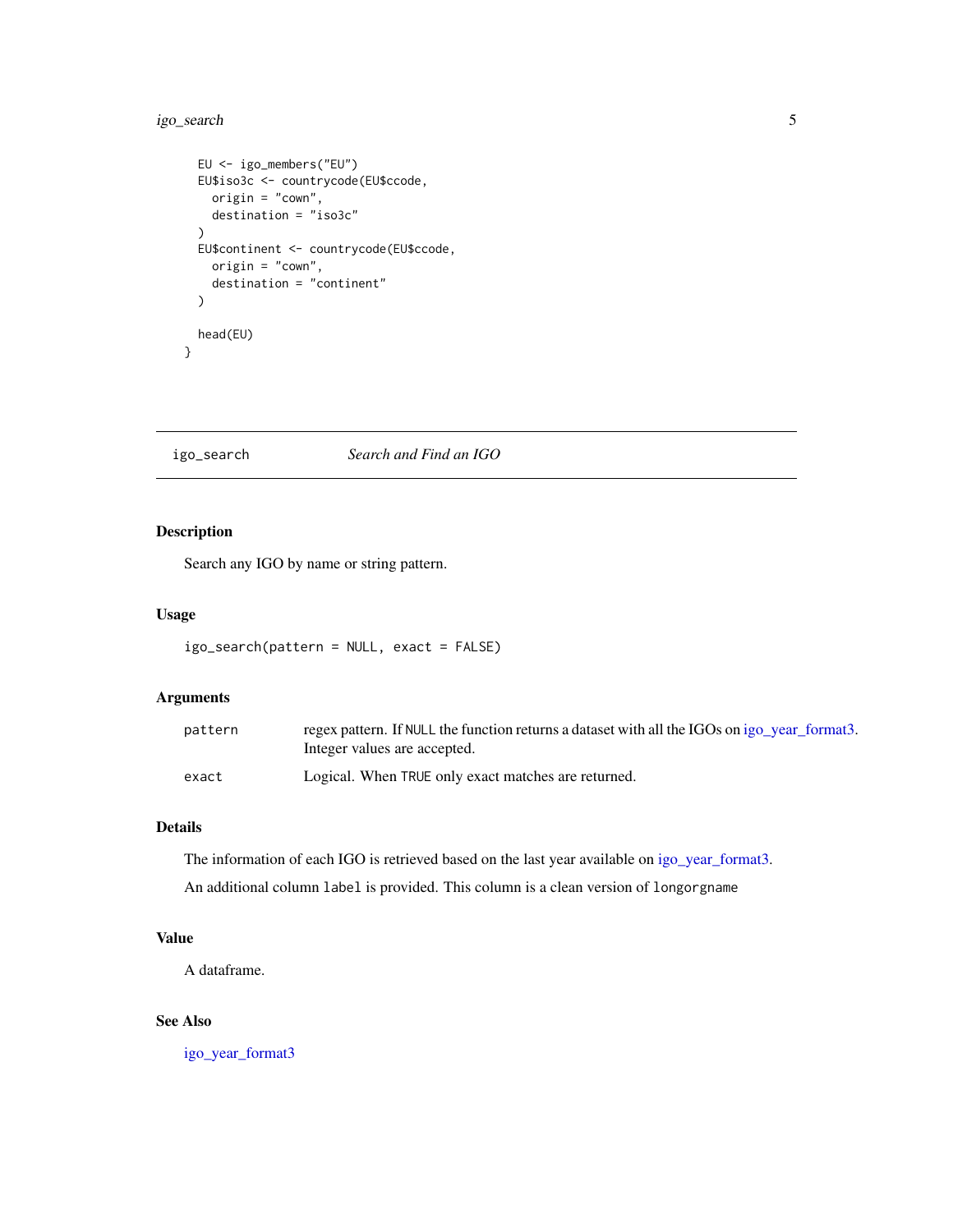```
  EU <- igo_members("EU")
  EU$iso3c <- countrycode(EU$ccode,
    origin = "cown",
    destination = "iso3c"
  )
  EU$continent <- countrycode(EU$ccode,
    origin = "cown",
    destination = "continent"
  )

  head(EU)
}
```

---

`igo_search` *Search and Find an IGO*

---

## Description

Search any IGO by name or string pattern.

## Usage

```
igo_search(pattern = NULL, exact = FALSE)
```

## Arguments

| | |
|---|---|
| `pattern` | regex pattern. If `NULL` the function returns a dataset with all the IGOs on igo_year_format3. Integer values are accepted. |
| `exact` | Logical. When `TRUE` only exact matches are returned. |

## Details

The information of each IGO is retrieved based on the last year available on igo_year_format3.

An additional column `label` is provided. This column is a clean version of `longorgname`

## Value

A dataframe.

## See Also

igo_year_format3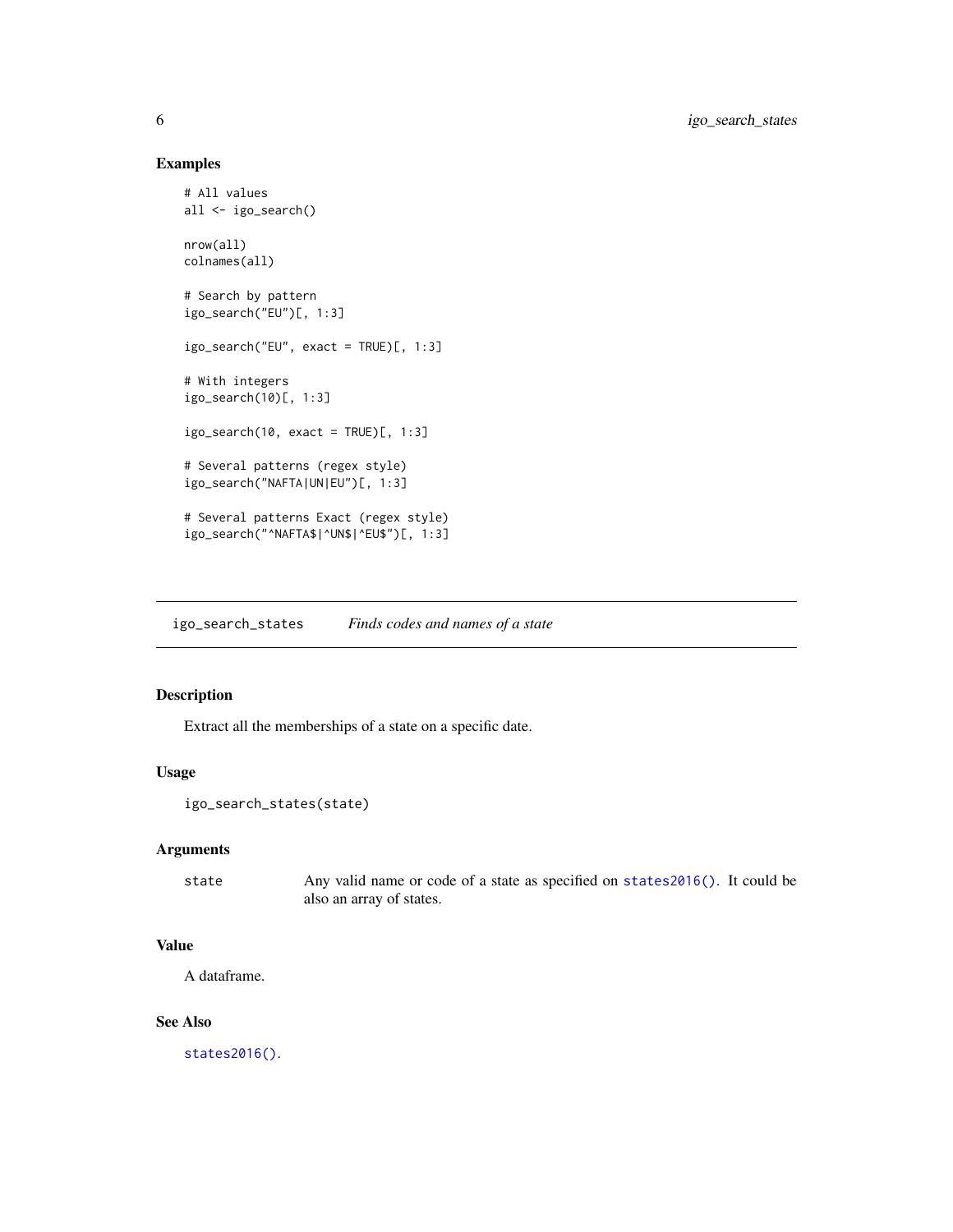## Examples

```
# All values
all <- igo_search()

nrow(all)
colnames(all)

# Search by pattern
igo_search("EU")[, 1:3]

igo_search("EU", exact = TRUE)[, 1:3]

# With integers
igo_search(10)[, 1:3]

igo_search(10, exact = TRUE)[, 1:3]

# Several patterns (regex style)
igo_search("NAFTA|UN|EU")[, 1:3]

# Several patterns Exact (regex style)
igo_search("^NAFTA$|^UN$|^EU$")[, 1:3]
```

---

# igo_search_states *Finds codes and names of a state*

---

## Description

Extract all the memberships of a state on a specific date.

## Usage

```
igo_search_states(state)
```

## Arguments

| | |
|---|---|
| state | Any valid name or code of a state as specified on `states2016()`. It could be also an array of states. |

## Value

A dataframe.

## See Also

`states2016()`.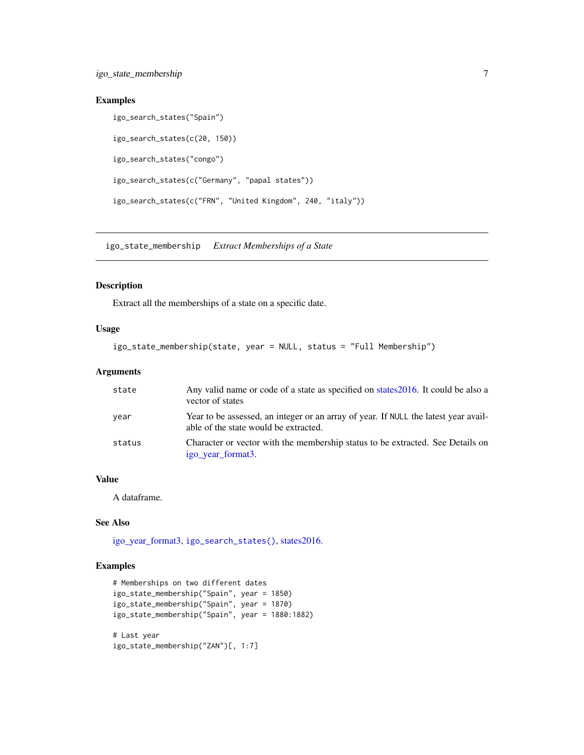### Examples

```
igo_search_states("Spain")

igo_search_states(c(20, 150))

igo_search_states("congo")

igo_search_states(c("Germany", "papal states"))

igo_search_states(c("FRN", "United Kingdom", 240, "italy"))
```

---

## igo_state_membership *Extract Memberships of a State*

### Description

Extract all the memberships of a state on a specific date.

### Usage

```
igo_state_membership(state, year = NULL, status = "Full Membership")
```

### Arguments

| | |
|---|---|
| state | Any valid name or code of a state as specified on states2016. It could be also a vector of states |
| year | Year to be assessed, an integer or an array of year. If NULL the latest year available of the state would be extracted. |
| status | Character or vector with the membership status to be extracted. See Details on igo_year_format3. |

### Value

A dataframe.

### See Also

igo_year_format3, igo_search_states(), states2016.

### Examples

```
# Memberships on two different dates
igo_state_membership("Spain", year = 1850)
igo_state_membership("Spain", year = 1870)
igo_state_membership("Spain", year = 1880:1882)

# Last year
igo_state_membership("ZAN")[, 1:7]
```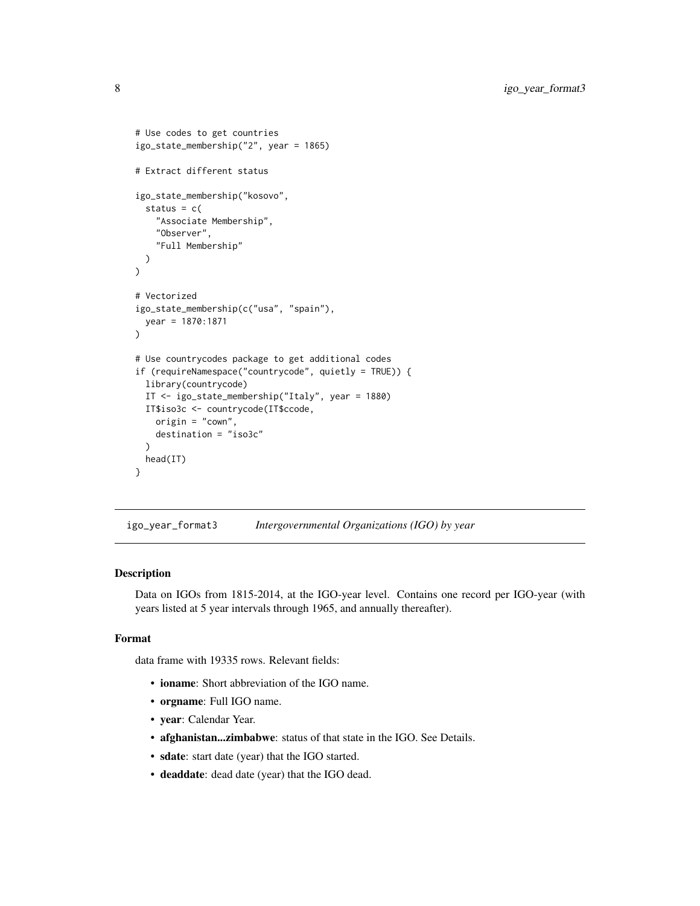```
# Use codes to get countries
igo_state_membership("2", year = 1865)

# Extract different status

igo_state_membership("kosovo",
  status = c(
    "Associate Membership",
    "Observer",
    "Full Membership"
  )
)

# Vectorized
igo_state_membership(c("usa", "spain"),
  year = 1870:1871
)

# Use countrycodes package to get additional codes
if (requireNamespace("countrycode", quietly = TRUE)) {
  library(countrycode)
  IT <- igo_state_membership("Italy", year = 1880)
  IT$iso3c <- countrycode(IT$ccode,
    origin = "cown",
    destination = "iso3c"
  )
  head(IT)
}
```

---

## igo_year_format3 — *Intergovernmental Organizations (IGO) by year*

---

### Description

Data on IGOs from 1815-2014, at the IGO-year level. Contains one record per IGO-year (with years listed at 5 year intervals through 1965, and annually thereafter).

### Format

data frame with 19335 rows. Relevant fields:

- **ioname**: Short abbreviation of the IGO name.
- **orgname**: Full IGO name.
- **year**: Calendar Year.
- **afghanistan...zimbabwe**: status of that state in the IGO. See Details.
- **sdate**: start date (year) that the IGO started.
- **deaddate**: dead date (year) that the IGO dead.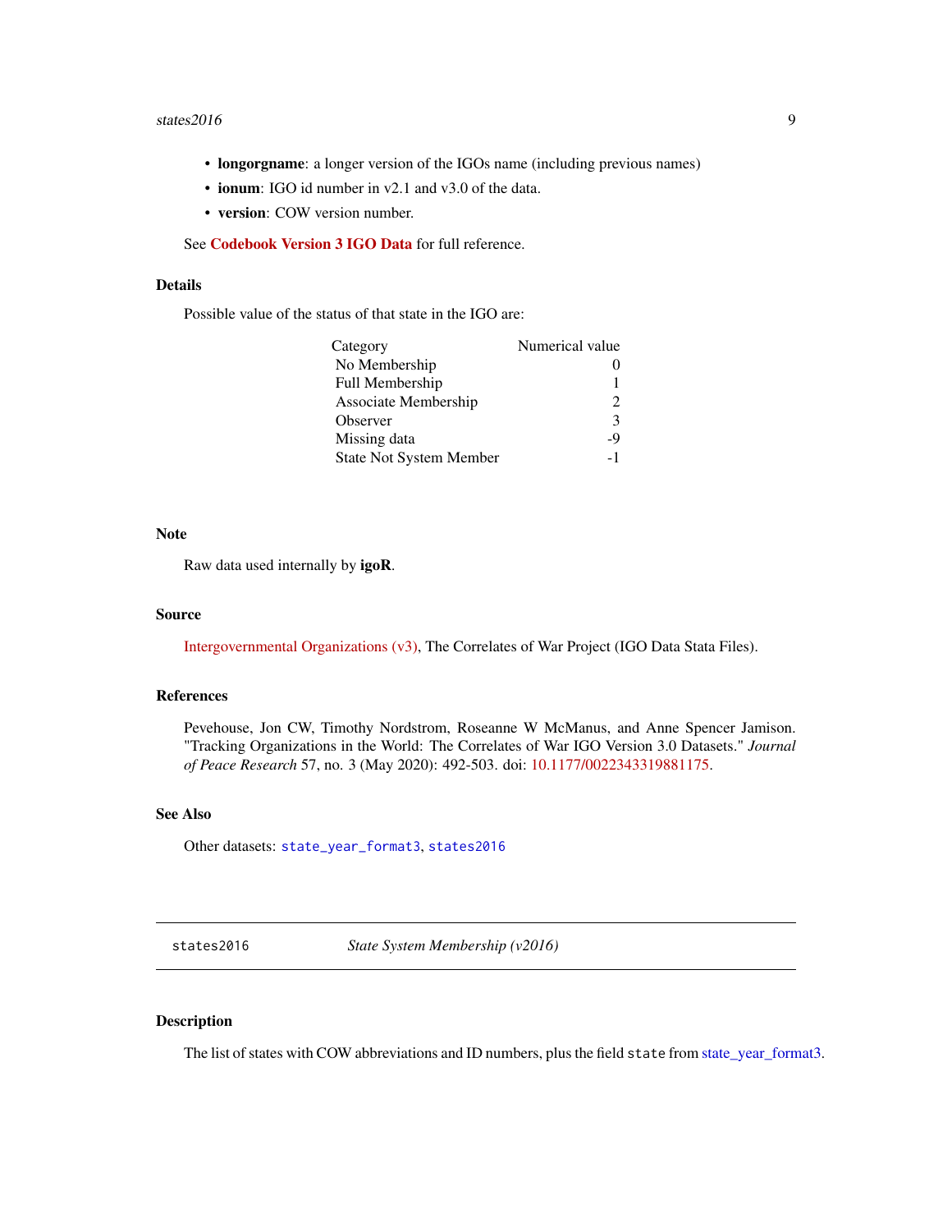- **longorgname**: a longer version of the IGOs name (including previous names)
- **ionum**: IGO id number in v2.1 and v3.0 of the data.
- **version**: COW version number.

See **Codebook Version 3 IGO Data** for full reference.

### Details

Possible value of the status of that state in the IGO are:

| Category | Numerical value |
|---|---|
| No Membership | 0 |
| Full Membership | 1 |
| Associate Membership | 2 |
| Observer | 3 |
| Missing data | -9 |
| State Not System Member | -1 |

### Note

Raw data used internally by **igoR**.

### Source

Intergovernmental Organizations (v3), The Correlates of War Project (IGO Data Stata Files).

### References

Pevehouse, Jon CW, Timothy Nordstrom, Roseanne W McManus, and Anne Spencer Jamison. "Tracking Organizations in the World: The Correlates of War IGO Version 3.0 Datasets." *Journal of Peace Research* 57, no. 3 (May 2020): 492-503. doi: 10.1177/0022343319881175.

### See Also

Other datasets: `state_year_format3`, `states2016`

---

## states2016 *State System Membership (v2016)*

---

### Description

The list of states with COW abbreviations and ID numbers, plus the field `state` from state_year_format3.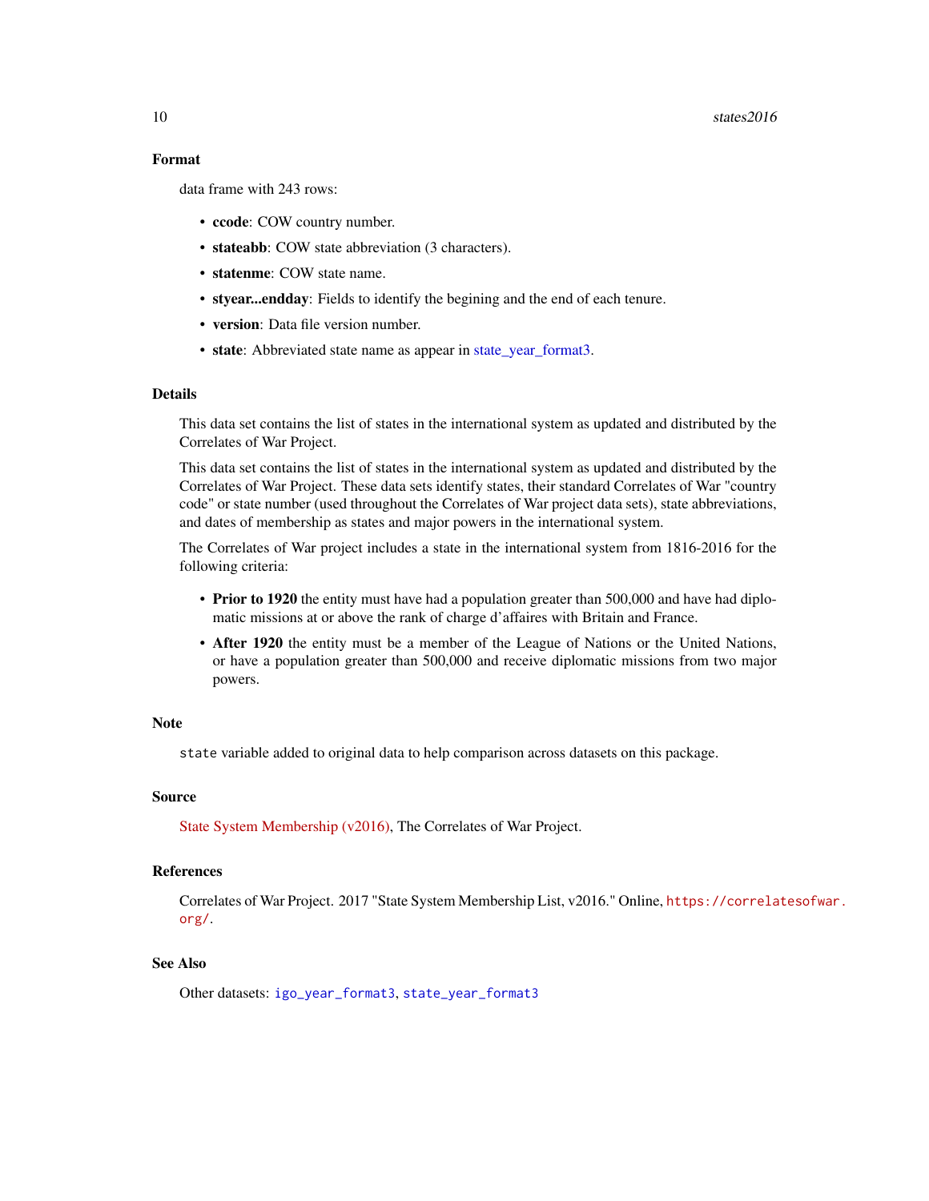### Format

data frame with 243 rows:

- **ccode**: COW country number.
- **stateabb**: COW state abbreviation (3 characters).
- **statenme**: COW state name.
- **styear...endday**: Fields to identify the begining and the end of each tenure.
- **version**: Data file version number.
- **state**: Abbreviated state name as appear in state_year_format3.

### Details

This data set contains the list of states in the international system as updated and distributed by the Correlates of War Project.

This data set contains the list of states in the international system as updated and distributed by the Correlates of War Project. These data sets identify states, their standard Correlates of War "country code" or state number (used throughout the Correlates of War project data sets), state abbreviations, and dates of membership as states and major powers in the international system.

The Correlates of War project includes a state in the international system from 1816-2016 for the following criteria:

- **Prior to 1920** the entity must have had a population greater than 500,000 and have had diplomatic missions at or above the rank of charge d'affaires with Britain and France.
- **After 1920** the entity must be a member of the League of Nations or the United Nations, or have a population greater than 500,000 and receive diplomatic missions from two major powers.

### Note

`state` variable added to original data to help comparison across datasets on this package.

### Source

State System Membership (v2016), The Correlates of War Project.

### References

Correlates of War Project. 2017 "State System Membership List, v2016." Online, `https://correlatesofwar.org/`.

### See Also

Other datasets: `igo_year_format3`, `state_year_format3`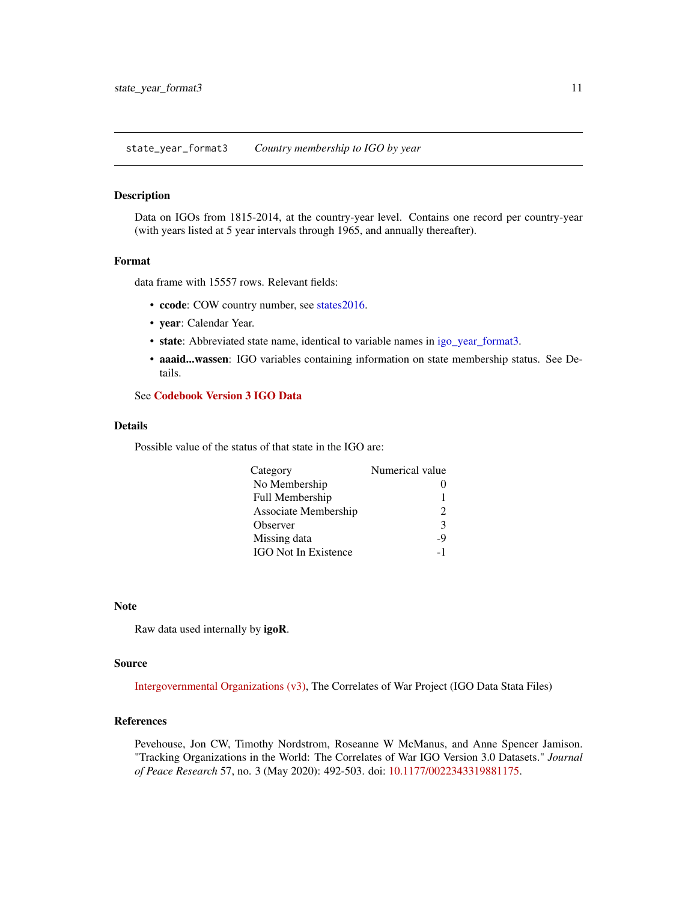## state_year_format3 *Country membership to IGO by year*

### Description

Data on IGOs from 1815-2014, at the country-year level. Contains one record per country-year (with years listed at 5 year intervals through 1965, and annually thereafter).

### Format

data frame with 15557 rows. Relevant fields:

- **ccode**: COW country number, see states2016.
- **year**: Calendar Year.
- **state**: Abbreviated state name, identical to variable names in igo_year_format3.
- **aaaid...wassen**: IGO variables containing information on state membership status. See Details.

See **Codebook Version 3 IGO Data**

### Details

Possible value of the status of that state in the IGO are:

| Category | Numerical value |
|---|---|
| No Membership | 0 |
| Full Membership | 1 |
| Associate Membership | 2 |
| Observer | 3 |
| Missing data | -9 |
| IGO Not In Existence | -1 |

### Note

Raw data used internally by **igoR**.

### Source

Intergovernmental Organizations (v3), The Correlates of War Project (IGO Data Stata Files)

### References

Pevehouse, Jon CW, Timothy Nordstrom, Roseanne W McManus, and Anne Spencer Jamison. "Tracking Organizations in the World: The Correlates of War IGO Version 3.0 Datasets." *Journal of Peace Research* 57, no. 3 (May 2020): 492-503. doi: 10.1177/0022343319881175.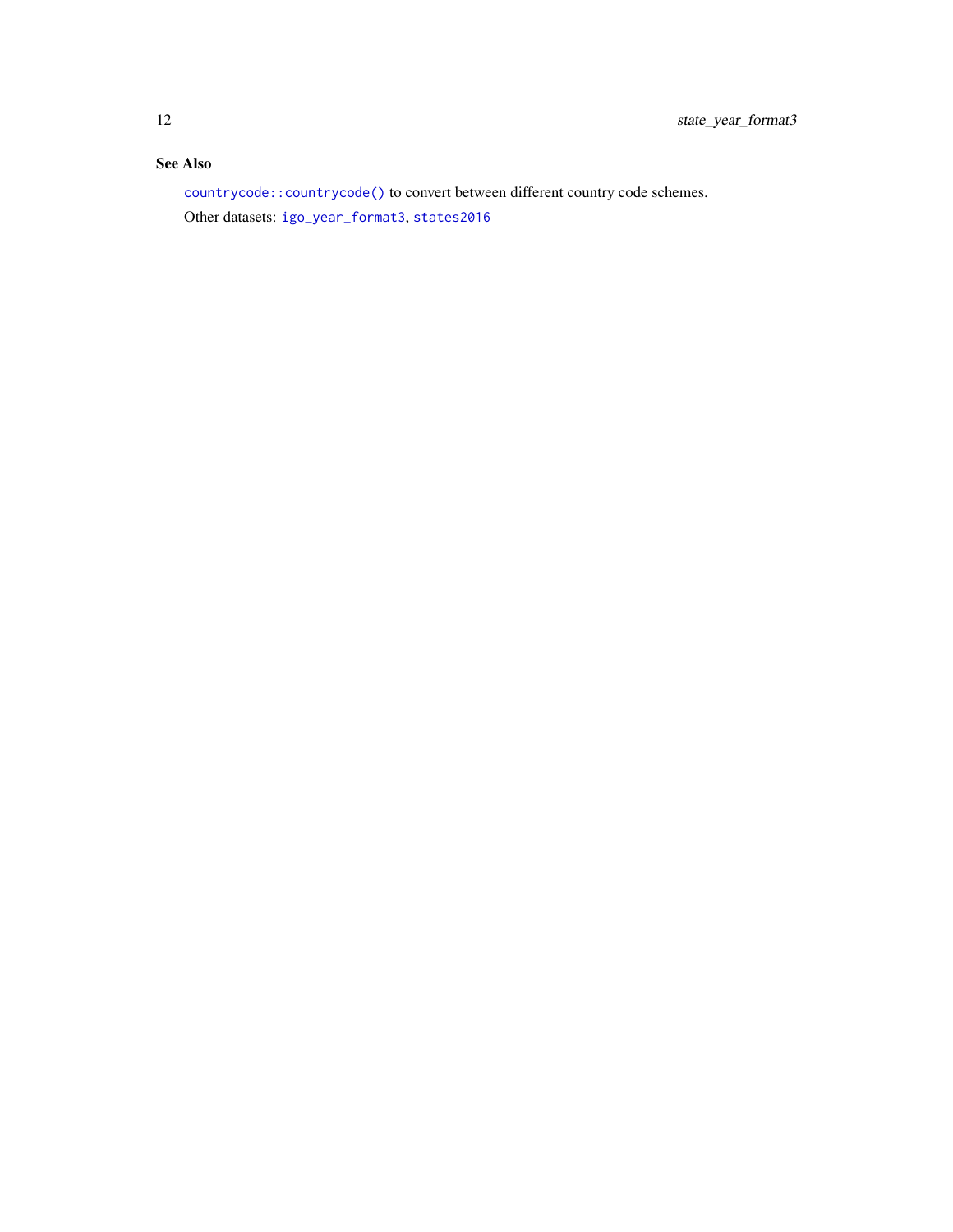## See Also

`countrycode::countrycode()` to convert between different country code schemes.

Other datasets: `igo_year_format3`, `states2016`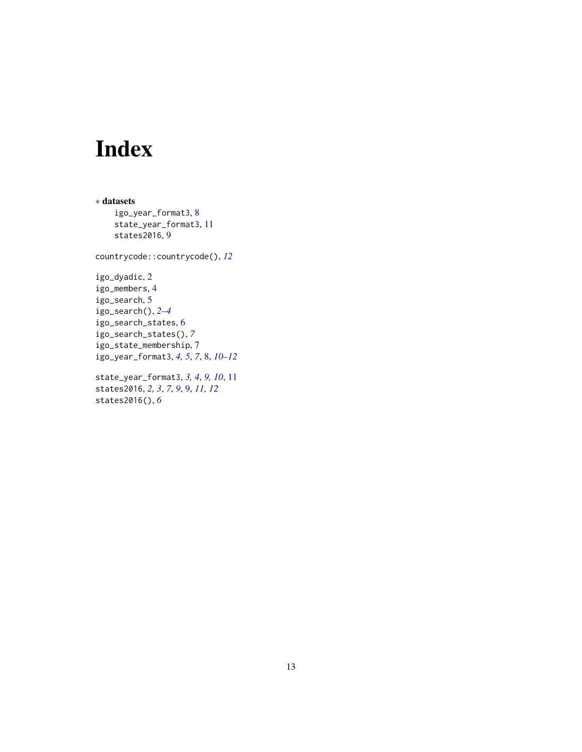# Index

∗ **datasets**
- igo_year_format3, 8
- state_year_format3, 11
- states2016, 9

countrycode::countrycode(), *12*

igo_dyadic, 2
igo_members, 4
igo_search, 5
igo_search(), *2–4*
igo_search_states, 6
igo_search_states(), *7*
igo_state_membership, 7
igo_year_format3, *4, 5*, *7*, 8, *10–12*

state_year_format3, *3, 4*, *9, 10*, 11
states2016, *2, 3*, *7*, *9*, 9, *11, 12*
states2016(), *6*